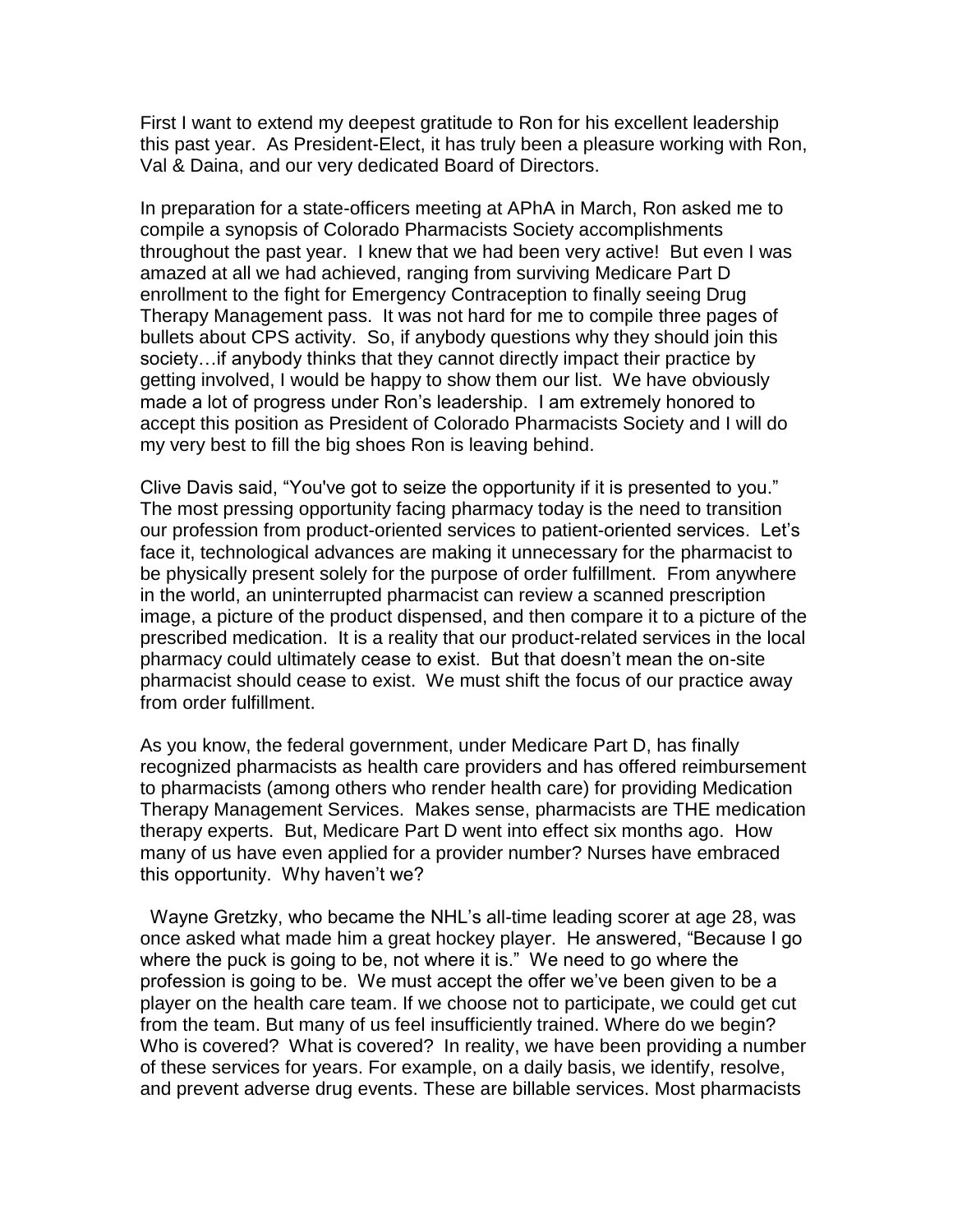First I want to extend my deepest gratitude to Ron for his excellent leadership this past year. As President-Elect, it has truly been a pleasure working with Ron, Val & Daina, and our very dedicated Board of Directors.

In preparation for a state-officers meeting at APhA in March, Ron asked me to compile a synopsis of Colorado Pharmacists Society accomplishments throughout the past year. I knew that we had been very active! But even I was amazed at all we had achieved, ranging from surviving Medicare Part D enrollment to the fight for Emergency Contraception to finally seeing Drug Therapy Management pass. It was not hard for me to compile three pages of bullets about CPS activity. So, if anybody questions why they should join this society…if anybody thinks that they cannot directly impact their practice by getting involved, I would be happy to show them our list. We have obviously made a lot of progress under Ron's leadership. I am extremely honored to accept this position as President of Colorado Pharmacists Society and I will do my very best to fill the big shoes Ron is leaving behind.

Clive Davis said, "You've got to seize the opportunity if it is presented to you." The most pressing opportunity facing pharmacy today is the need to transition our profession from product-oriented services to patient-oriented services. Let's face it, technological advances are making it unnecessary for the pharmacist to be physically present solely for the purpose of order fulfillment. From anywhere in the world, an uninterrupted pharmacist can review a scanned prescription image, a picture of the product dispensed, and then compare it to a picture of the prescribed medication. It is a reality that our product-related services in the local pharmacy could ultimately cease to exist. But that doesn't mean the on-site pharmacist should cease to exist. We must shift the focus of our practice away from order fulfillment.

As you know, the federal government, under Medicare Part D, has finally recognized pharmacists as health care providers and has offered reimbursement to pharmacists (among others who render health care) for providing Medication Therapy Management Services. Makes sense, pharmacists are THE medication therapy experts. But, Medicare Part D went into effect six months ago. How many of us have even applied for a provider number? Nurses have embraced this opportunity. Why haven't we?

Wayne Gretzky, who became the NHL's all-time leading scorer at age 28, was once asked what made him a great hockey player. He answered, "Because I go where the puck is going to be, not where it is." We need to go where the profession is going to be. We must accept the offer we've been given to be a player on the health care team. If we choose not to participate, we could get cut from the team. But many of us feel insufficiently trained. Where do we begin? Who is covered? What is covered? In reality, we have been providing a number of these services for years. For example, on a daily basis, we identify, resolve, and prevent adverse drug events. These are billable services. Most pharmacists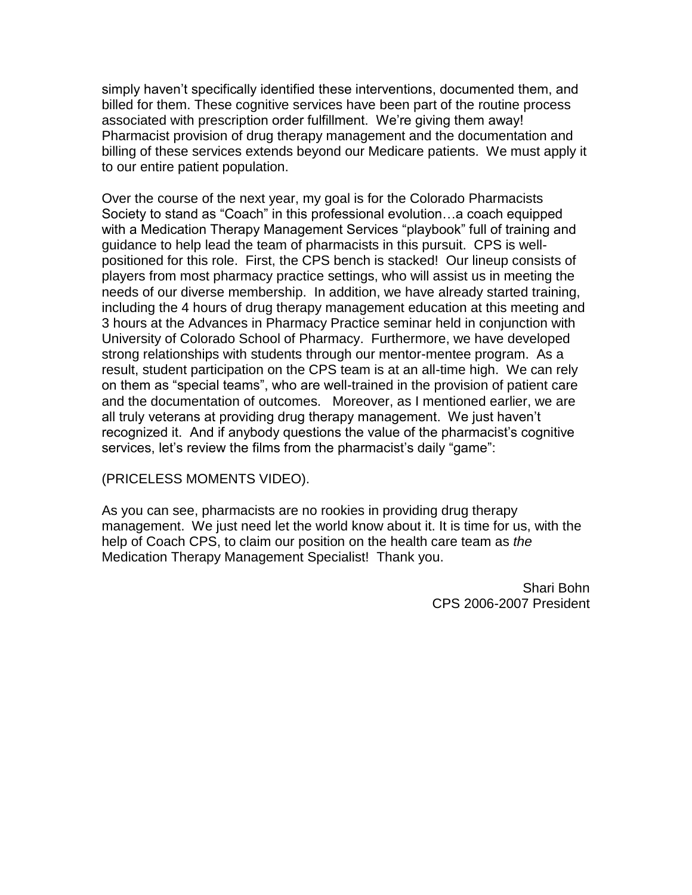simply haven't specifically identified these interventions, documented them, and billed for them. These cognitive services have been part of the routine process associated with prescription order fulfillment. We're giving them away! Pharmacist provision of drug therapy management and the documentation and billing of these services extends beyond our Medicare patients. We must apply it to our entire patient population.

Over the course of the next year, my goal is for the Colorado Pharmacists Society to stand as "Coach" in this professional evolution…a coach equipped with a Medication Therapy Management Services "playbook" full of training and guidance to help lead the team of pharmacists in this pursuit. CPS is well-positioned for this role. First, the CPS bench is stacked! Our lineup consists of players from most pharmacy practice settings, who will assist us in meeting the needs of our diverse membership. In addition, we have already started training, including the 4 hours of drug therapy management education at this meeting and 3 hours at the Advances in Pharmacy Practice seminar held in conjunction with University of Colorado School of Pharmacy. Furthermore, we have developed strong relationships with students through our mentor-mentee program. As a result, student participation on the CPS team is at an all-time high. We can rely on them as "special teams", who are well-trained in the provision of patient care and the documentation of outcomes. Moreover, as I mentioned earlier, we are all truly veterans at providing drug therapy management. We just haven't recognized it. And if anybody questions the value of the pharmacist's cognitive services, let's review the films from the pharmacist's daily "game":

(PRICELESS MOMENTS VIDEO).

As you can see, pharmacists are no rookies in providing drug therapy management. We just need let the world know about it. It is time for us, with the help of Coach CPS, to claim our position on the health care team as *the* Medication Therapy Management Specialist! Thank you.

Shari Bohn
CPS 2006-2007 President